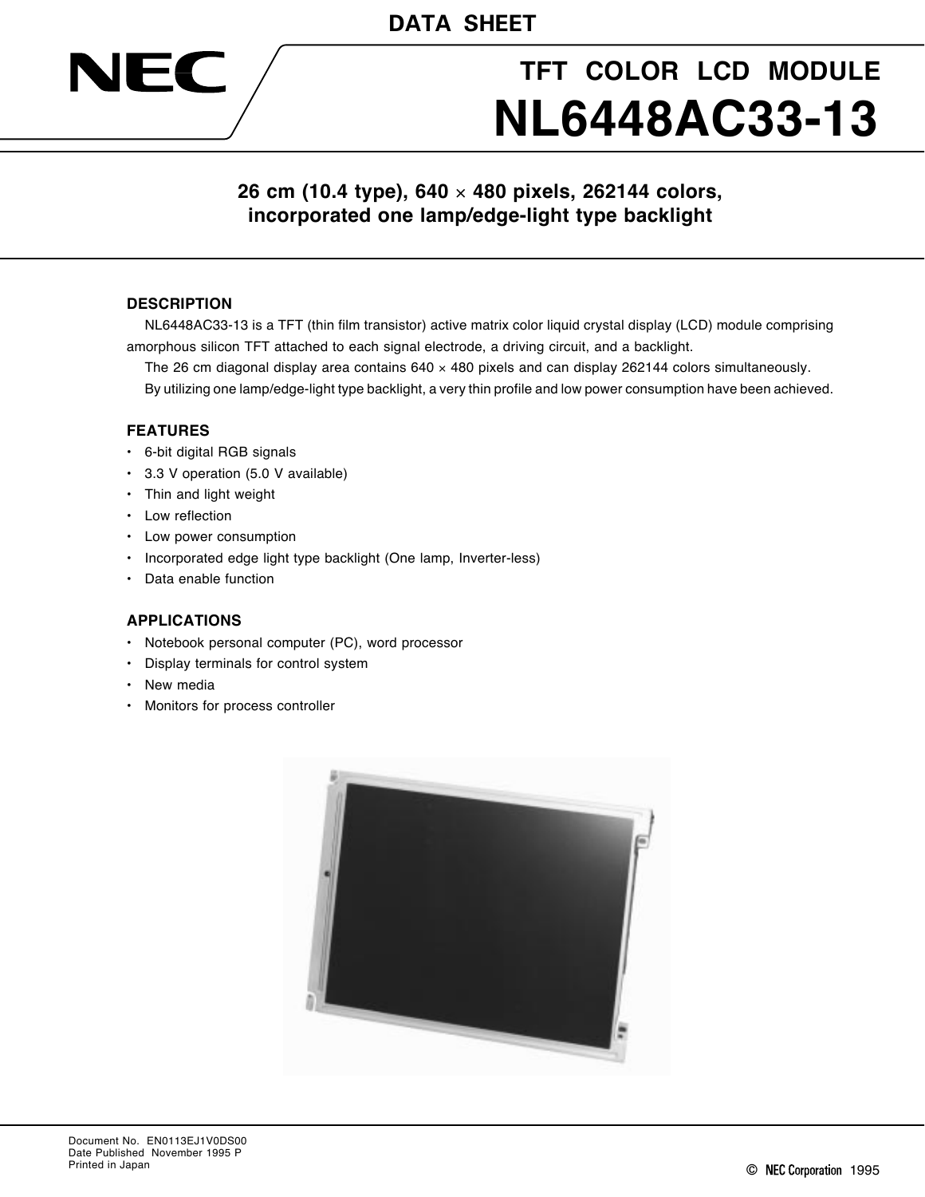DATA SHEET

NEC

# TFT COLOR LCD MODULE
# NL6448AC33-13

**26 cm (10.4 type), 640 × 480 pixels, 262144 colors, incorporated one lamp/edge-light type backlight**

## DESCRIPTION

NL6448AC33-13 is a TFT (thin film transistor) active matrix color liquid crystal display (LCD) module comprising amorphous silicon TFT attached to each signal electrode, a driving circuit, and a backlight.

The 26 cm diagonal display area contains 640 × 480 pixels and can display 262144 colors simultaneously.

By utilizing one lamp/edge-light type backlight, a very thin profile and low power consumption have been achieved.

## FEATURES

- 6-bit digital RGB signals
- 3.3 V operation (5.0 V available)
- Thin and light weight
- Low reflection
- Low power consumption
- Incorporated edge light type backlight (One lamp, Inverter-less)
- Data enable function

## APPLICATIONS

- Notebook personal computer (PC), word processor
- Display terminals for control system
- New media
- Monitors for process controller

Document No. EN0113EJ1V0DS00
Date Published November 1995 P
Printed in Japan

© NEC Corporation 1995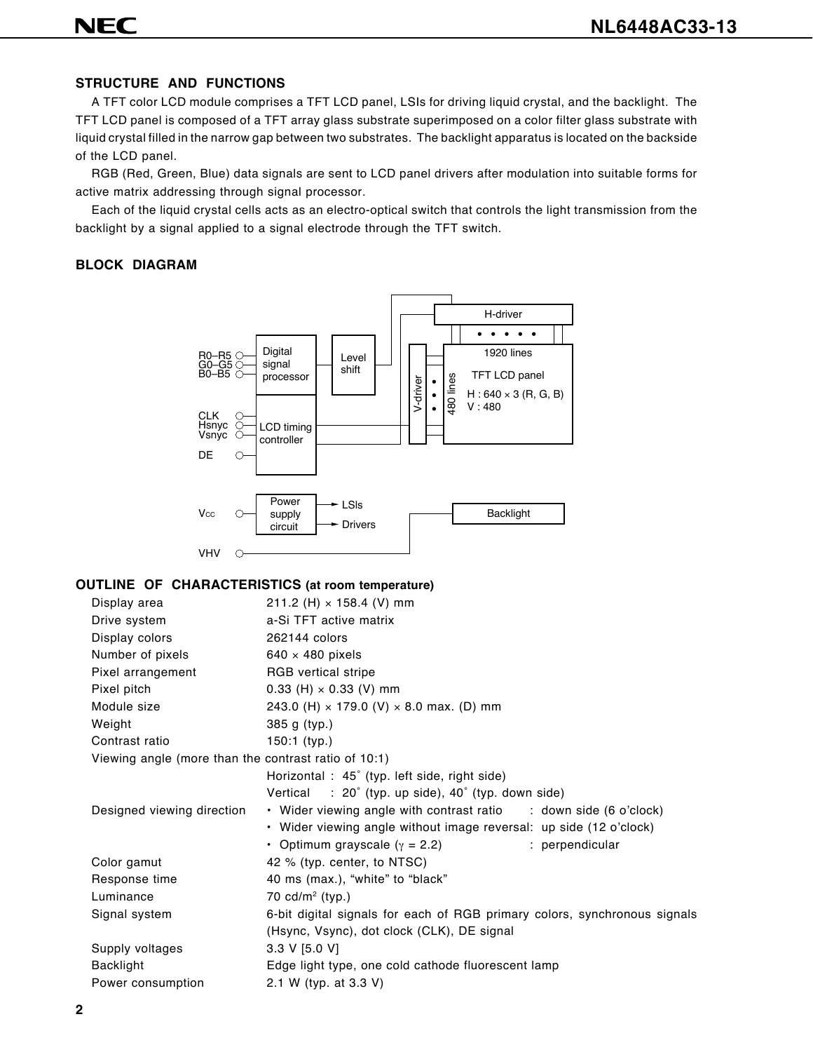## STRUCTURE AND FUNCTIONS

A TFT color LCD module comprises a TFT LCD panel, LSIs for driving liquid crystal, and the backlight. The TFT LCD panel is composed of a TFT array glass substrate superimposed on a color filter glass substrate with liquid crystal filled in the narrow gap between two substrates. The backlight apparatus is located on the backside of the LCD panel.

RGB (Red, Green, Blue) data signals are sent to LCD panel drivers after modulation into suitable forms for active matrix addressing through signal processor.

Each of the liquid crystal cells acts as an electro-optical switch that controls the light transmission from the backlight by a signal applied to a signal electrode through the TFT switch.

## BLOCK DIAGRAM

R0–R5, G0–G5, B0–B5 → Digital signal processor → Level shift → H-driver

CLK, Hsnyc, Vsnyc, DE → LCD timing controller → V-driver

H-driver: 1920 lines; V-driver: 480 lines

TFT LCD panel: H : 640 × 3 (R, G, B), V : 480

Vcc → Power supply circuit → LSIs, Drivers

VHV → Backlight

## OUTLINE OF CHARACTERISTICS (at room temperature)

| | |
|---|---|
| Display area | 211.2 (H) × 158.4 (V) mm |
| Drive system | a-Si TFT active matrix |
| Display colors | 262144 colors |
| Number of pixels | 640 × 480 pixels |
| Pixel arrangement | RGB vertical stripe |
| Pixel pitch | 0.33 (H) × 0.33 (V) mm |
| Module size | 243.0 (H) × 179.0 (V) × 8.0 max. (D) mm |
| Weight | 385 g (typ.) |
| Contrast ratio | 150:1 (typ.) |
| Viewing angle (more than the contrast ratio of 10:1) | Horizontal : 45° (typ. left side, right side)<br>Vertical : 20° (typ. up side), 40° (typ. down side) |
| Designed viewing direction | • Wider viewing angle with contrast ratio : down side (6 o'clock)<br>• Wider viewing angle without image reversal: up side (12 o'clock)<br>• Optimum grayscale ($\gamma$ = 2.2) : perpendicular |
| Color gamut | 42 % (typ. center, to NTSC) |
| Response time | 40 ms (max.), "white" to "black" |
| Luminance | 70 cd/m$^2$ (typ.) |
| Signal system | 6-bit digital signals for each of RGB primary colors, synchronous signals (Hsync, Vsync), dot clock (CLK), DE signal |
| Supply voltages | 3.3 V [5.0 V] |
| Backlight | Edge light type, one cold cathode fluorescent lamp |
| Power consumption | 2.1 W (typ. at 3.3 V) |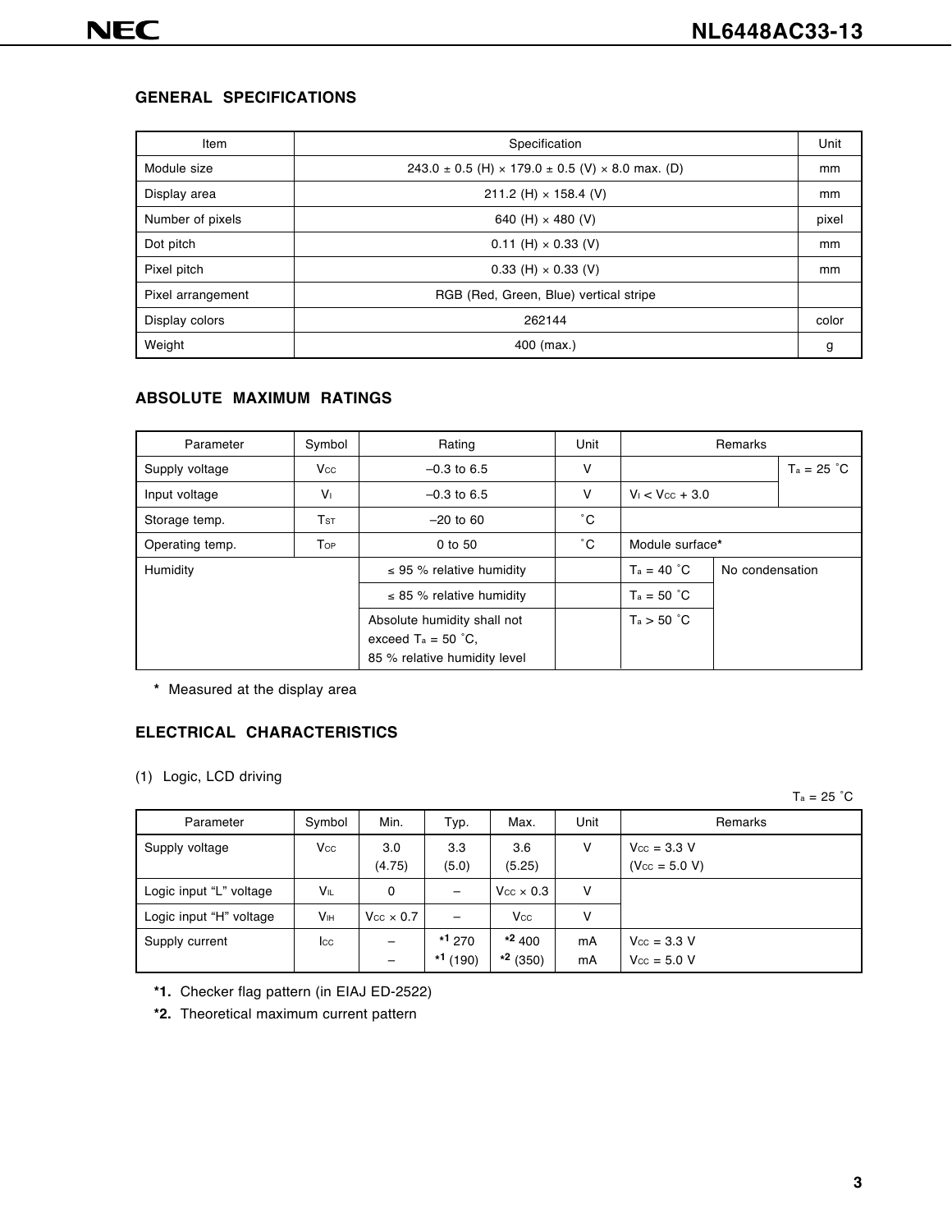## GENERAL SPECIFICATIONS

| Item | Specification | Unit |
|---|---|---|
| Module size | 243.0 ± 0.5 (H) × 179.0 ± 0.5 (V) × 8.0 max. (D) | mm |
| Display area | 211.2 (H) × 158.4 (V) | mm |
| Number of pixels | 640 (H) × 480 (V) | pixel |
| Dot pitch | 0.11 (H) × 0.33 (V) | mm |
| Pixel pitch | 0.33 (H) × 0.33 (V) | mm |
| Pixel arrangement | RGB (Red, Green, Blue) vertical stripe | |
| Display colors | 262144 | color |
| Weight | 400 (max.) | g |

## ABSOLUTE MAXIMUM RATINGS

| Parameter | Symbol | Rating | Unit | Remarks | |
|---|---|---|---|---|---|
| Supply voltage | $V_{CC}$ | –0.3 to 6.5 | V | | $T_a$ = 25 °C |
| Input voltage | $V_I$ | –0.3 to 6.5 | V | $V_I < V_{CC} + 3.0$ | |
| Storage temp. | $T_{ST}$ | –20 to 60 | °C | | |
| Operating temp. | $T_{OP}$ | 0 to 50 | °C | Module surface* | |
| Humidity | | ≤ 95 % relative humidity | | $T_a$ = 40 °C | No condensation |
| | | ≤ 85 % relative humidity | | $T_a$ = 50 °C | |
| | | Absolute humidity shall not exceed $T_a$ = 50 °C, 85 % relative humidity level | | $T_a$ > 50 °C | |

\* Measured at the display area

## ELECTRICAL CHARACTERISTICS

(1) Logic, LCD driving

$T_a$ = 25 °C

| Parameter | Symbol | Min. | Typ. | Max. | Unit | Remarks |
|---|---|---|---|---|---|---|
| Supply voltage | $V_{CC}$ | 3.0<br>(4.75) | 3.3<br>(5.0) | 3.6<br>(5.25) | V | $V_{CC}$ = 3.3 V<br>($V_{CC}$ = 5.0 V) |
| Logic input "L" voltage | $V_{IL}$ | 0 | – | $V_{CC}$ × 0.3 | V | |
| Logic input "H" voltage | $V_{IH}$ | $V_{CC}$ × 0.7 | – | $V_{CC}$ | V | |
| Supply current | $I_{CC}$ | –<br>– | *1 270<br>*1 (190) | *2 400<br>*2 (350) | mA<br>mA | $V_{CC}$ = 3.3 V<br>$V_{CC}$ = 5.0 V |

**\*1.** Checker flag pattern (in EIAJ ED-2522)

**\*2.** Theoretical maximum current pattern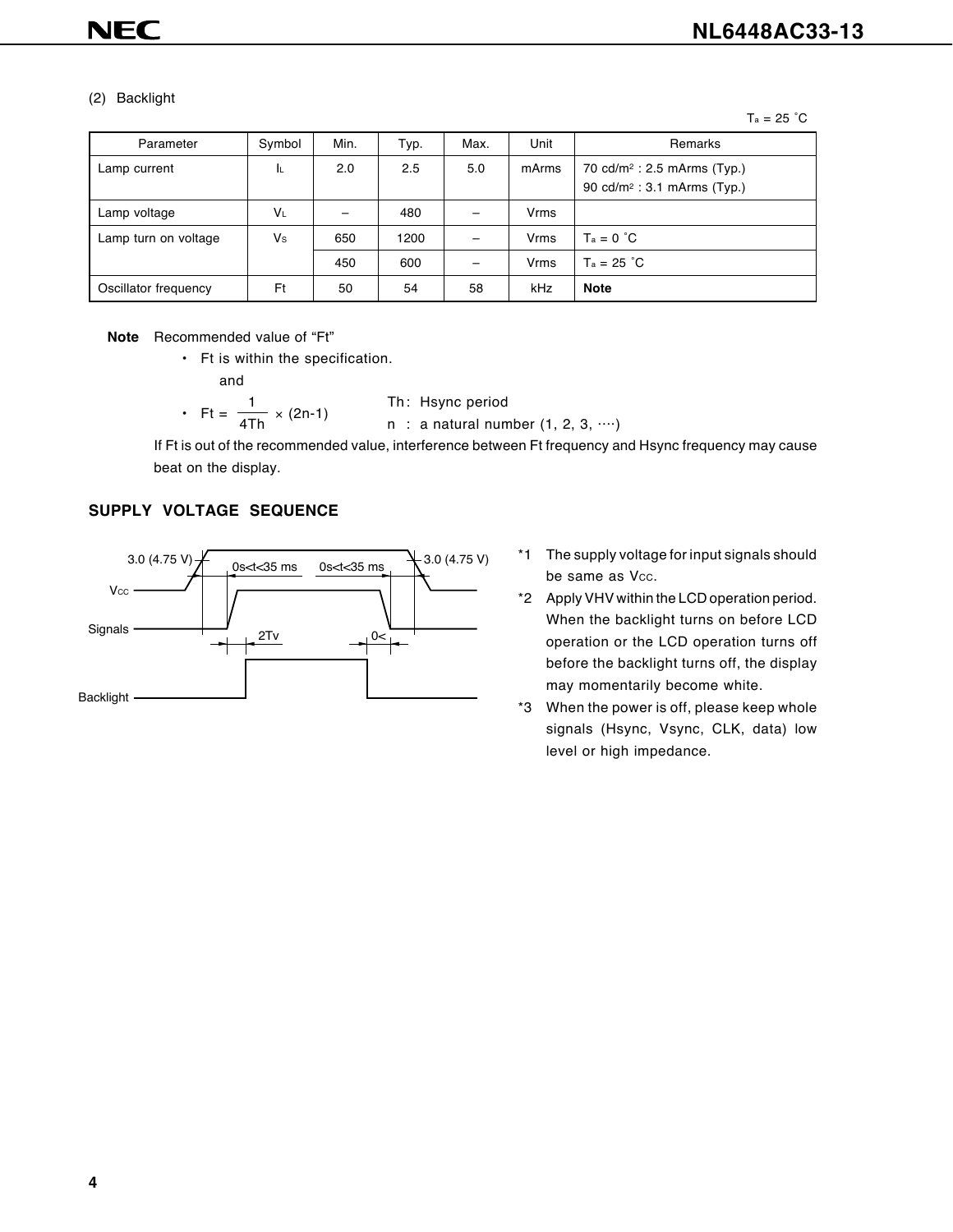(2) Backlight

$T_a$ = 25 °C

| Parameter | Symbol | Min. | Typ. | Max. | Unit | Remarks |
|---|---|---|---|---|---|---|
| Lamp current | $I_L$ | 2.0 | 2.5 | 5.0 | mArms | 70 cd/m² : 2.5 mArms (Typ.)<br>90 cd/m² : 3.1 mArms (Typ.) |
| Lamp voltage | $V_L$ | – | 480 | – | Vrms | |
| Lamp turn on voltage | $V_S$ | 650 | 1200 | – | Vrms | $T_a$ = 0 °C |
| | | 450 | 600 | – | Vrms | $T_a$ = 25 °C |
| Oscillator frequency | Ft | 50 | 54 | 58 | kHz | **Note** |

**Note** Recommended value of "Ft"

- Ft is within the specification.

  and

- $Ft = \frac{1}{4Th} \times (2n-1)$ Th: Hsync period; n : a natural number (1, 2, 3, ····)

If Ft is out of the recommended value, interference between Ft frequency and Hsync frequency may cause beat on the display.

## SUPPLY VOLTAGE SEQUENCE

Vcc: 3.0 (4.75 V) — 0s<t<35 ms — 0s<t<35 ms — 3.0 (4.75 V)

Signals

2Tv — 0<

Backlight

*1 The supply voltage for input signals should be same as $V_{CC}$.

*2 Apply VHV within the LCD operation period. When the backlight turns on before LCD operation or the LCD operation turns off before the backlight turns off, the display may momentarily become white.

*3 When the power is off, please keep whole signals (Hsync, Vsync, CLK, data) low level or high impedance.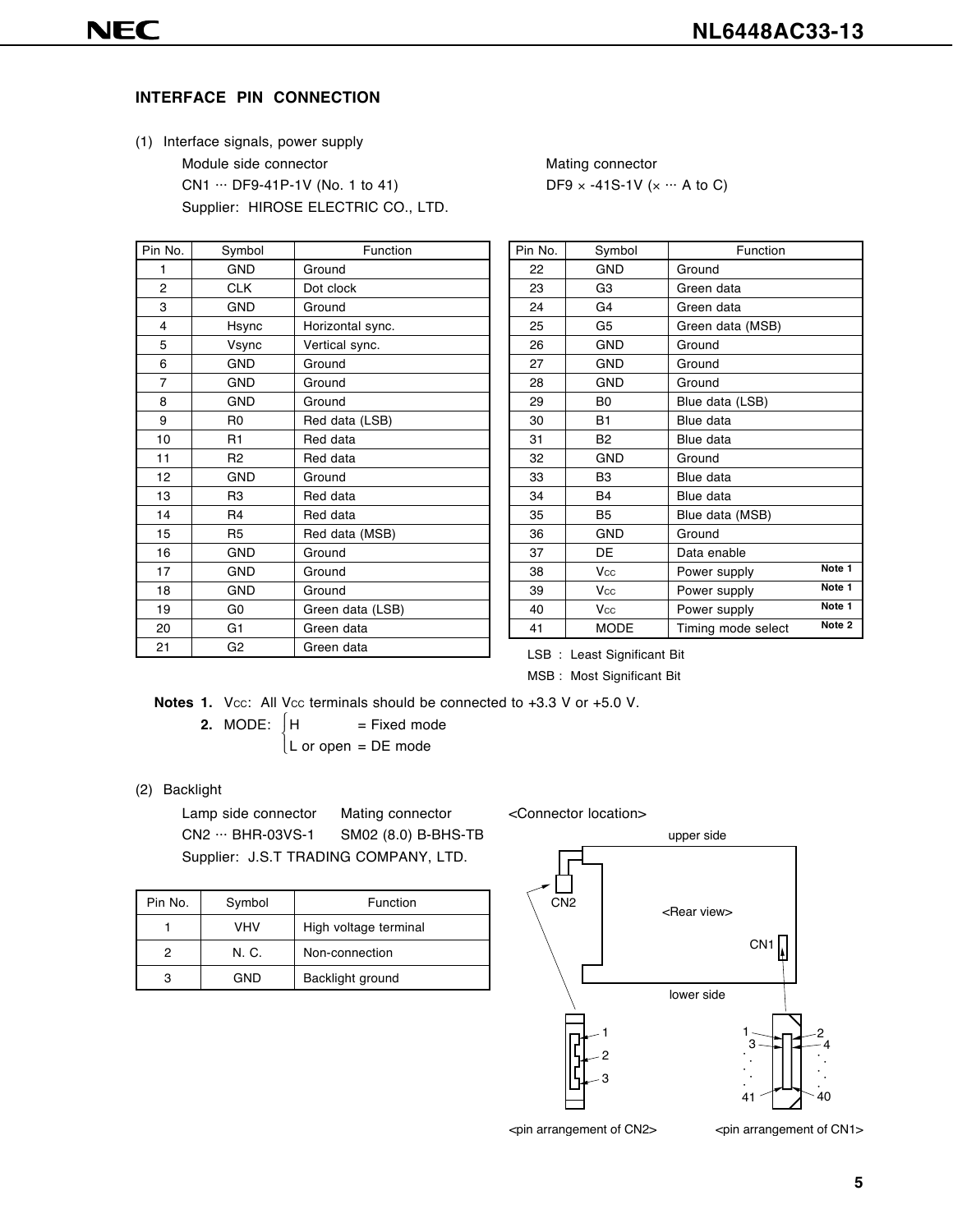## INTERFACE PIN CONNECTION

(1) Interface signals, power supply

Module side connector
CN1 ··· DF9-41P-1V (No. 1 to 41)
Supplier: HIROSE ELECTRIC CO., LTD.

Mating connector
DF9 × -41S-1V (× ··· A to C)

| Pin No. | Symbol | Function |
|---|---|---|
| 1 | GND | Ground |
| 2 | CLK | Dot clock |
| 3 | GND | Ground |
| 4 | Hsync | Horizontal sync. |
| 5 | Vsync | Vertical sync. |
| 6 | GND | Ground |
| 7 | GND | Ground |
| 8 | GND | Ground |
| 9 | R0 | Red data (LSB) |
| 10 | R1 | Red data |
| 11 | R2 | Red data |
| 12 | GND | Ground |
| 13 | R3 | Red data |
| 14 | R4 | Red data |
| 15 | R5 | Red data (MSB) |
| 16 | GND | Ground |
| 17 | GND | Ground |
| 18 | GND | Ground |
| 19 | G0 | Green data (LSB) |
| 20 | G1 | Green data |
| 21 | G2 | Green data |

| Pin No. | Symbol | Function |
|---|---|---|
| 22 | GND | Ground |
| 23 | G3 | Green data |
| 24 | G4 | Green data |
| 25 | G5 | Green data (MSB) |
| 26 | GND | Ground |
| 27 | GND | Ground |
| 28 | GND | Ground |
| 29 | B0 | Blue data (LSB) |
| 30 | B1 | Blue data |
| 31 | B2 | Blue data |
| 32 | GND | Ground |
| 33 | B3 | Blue data |
| 34 | B4 | Blue data |
| 35 | B5 | Blue data (MSB) |
| 36 | GND | Ground |
| 37 | DE | Data enable |
| 38 | $V_{CC}$ | Power supply **Note 1** |
| 39 | $V_{CC}$ | Power supply **Note 1** |
| 40 | $V_{CC}$ | Power supply **Note 1** |
| 41 | MODE | Timing mode select **Note 2** |

LSB : Least Significant Bit
MSB : Most Significant Bit

**Notes 1.** $V_{CC}$: All $V_{CC}$ terminals should be connected to +3.3 V or +5.0 V.

**2.** MODE: H = Fixed mode; L or open = DE mode

(2) Backlight

Lamp side connector
CN2 ··· BHR-03VS-1
Supplier: J.S.T TRADING COMPANY, LTD.

Mating connector
SM02 (8.0) B-BHS-TB

| Pin No. | Symbol | Function |
|---|---|---|
| 1 | VHV | High voltage terminal |
| 2 | N. C. | Non-connection |
| 3 | GND | Backlight ground |

<Connector location>

upper side

CN2

<Rear view>

CN1

lower side

<pin arrangement of CN2>

<pin arrangement of CN1>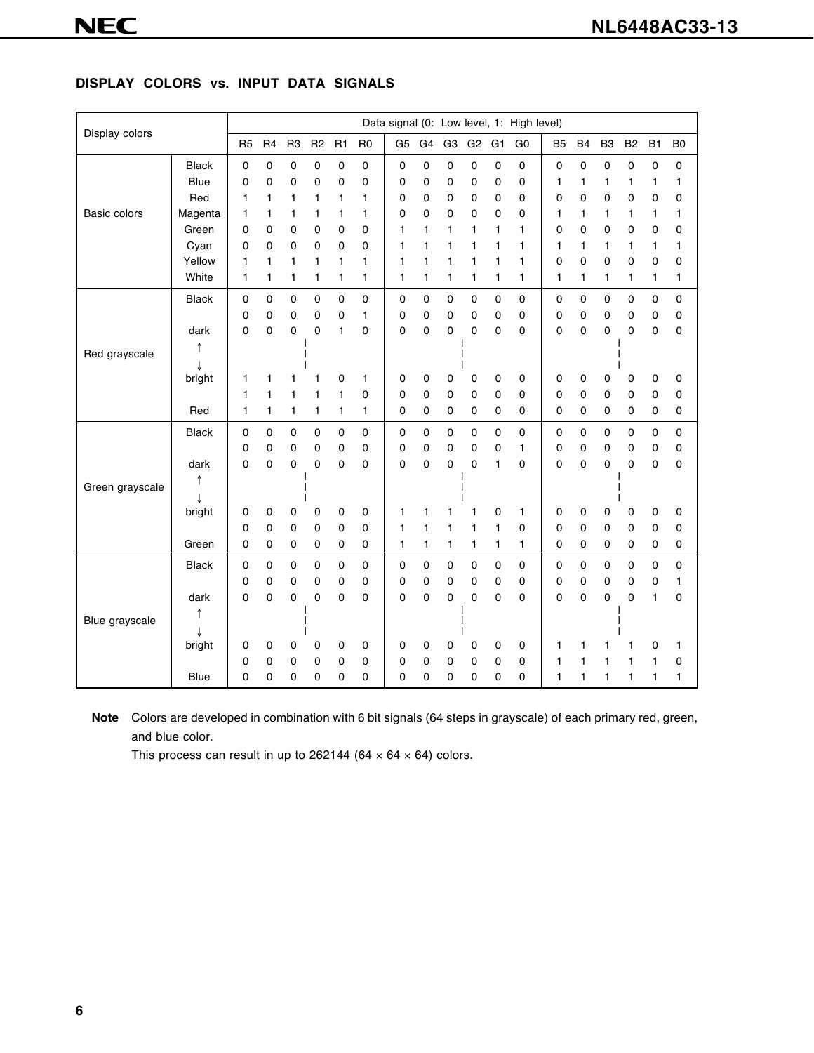## DISPLAY COLORS vs. INPUT DATA SIGNALS

| Display colors | | Data signal (0: Low level, 1: High level) | | | | | | | | | | | | | | | | | |
|---|---|---|---|---|---|---|---|---|---|---|---|---|---|---|---|---|---|---|---|
| | | R5 | R4 | R3 | R2 | R1 | R0 | G5 | G4 | G3 | G2 | G1 | G0 | B5 | B4 | B3 | B2 | B1 | B0 |
| Basic colors | Black | 0 | 0 | 0 | 0 | 0 | 0 | 0 | 0 | 0 | 0 | 0 | 0 | 0 | 0 | 0 | 0 | 0 | 0 |
| | Blue | 0 | 0 | 0 | 0 | 0 | 0 | 0 | 0 | 0 | 0 | 0 | 0 | 1 | 1 | 1 | 1 | 1 | 1 |
| | Red | 1 | 1 | 1 | 1 | 1 | 1 | 0 | 0 | 0 | 0 | 0 | 0 | 0 | 0 | 0 | 0 | 0 | 0 |
| | Magenta | 1 | 1 | 1 | 1 | 1 | 1 | 0 | 0 | 0 | 0 | 0 | 0 | 1 | 1 | 1 | 1 | 1 | 1 |
| | Green | 0 | 0 | 0 | 0 | 0 | 0 | 1 | 1 | 1 | 1 | 1 | 1 | 0 | 0 | 0 | 0 | 0 | 0 |
| | Cyan | 0 | 0 | 0 | 0 | 0 | 0 | 1 | 1 | 1 | 1 | 1 | 1 | 1 | 1 | 1 | 1 | 1 | 1 |
| | Yellow | 1 | 1 | 1 | 1 | 1 | 1 | 1 | 1 | 1 | 1 | 1 | 1 | 0 | 0 | 0 | 0 | 0 | 0 |
| | White | 1 | 1 | 1 | 1 | 1 | 1 | 1 | 1 | 1 | 1 | 1 | 1 | 1 | 1 | 1 | 1 | 1 | 1 |
| Red grayscale | Black | 0 | 0 | 0 | 0 | 0 | 0 | 0 | 0 | 0 | 0 | 0 | 0 | 0 | 0 | 0 | 0 | 0 | 0 |
| | | 0 | 0 | 0 | 0 | 0 | 1 | 0 | 0 | 0 | 0 | 0 | 0 | 0 | 0 | 0 | 0 | 0 | 0 |
| | dark | 0 | 0 | 0 | 0 | 1 | 0 | 0 | 0 | 0 | 0 | 0 | 0 | 0 | 0 | 0 | 0 | 0 | 0 |
| | ↑ ↓ | | | | \| | | | | | | \| | | | | | | \| | | |
| | bright | 1 | 1 | 1 | 1 | 0 | 1 | 0 | 0 | 0 | 0 | 0 | 0 | 0 | 0 | 0 | 0 | 0 | 0 |
| | | 1 | 1 | 1 | 1 | 1 | 0 | 0 | 0 | 0 | 0 | 0 | 0 | 0 | 0 | 0 | 0 | 0 | 0 |
| | Red | 1 | 1 | 1 | 1 | 1 | 1 | 0 | 0 | 0 | 0 | 0 | 0 | 0 | 0 | 0 | 0 | 0 | 0 |
| Green grayscale | Black | 0 | 0 | 0 | 0 | 0 | 0 | 0 | 0 | 0 | 0 | 0 | 0 | 0 | 0 | 0 | 0 | 0 | 0 |
| | | 0 | 0 | 0 | 0 | 0 | 0 | 0 | 0 | 0 | 0 | 0 | 1 | 0 | 0 | 0 | 0 | 0 | 0 |
| | dark | 0 | 0 | 0 | 0 | 0 | 0 | 0 | 0 | 0 | 0 | 1 | 0 | 0 | 0 | 0 | 0 | 0 | 0 |
| | ↑ ↓ | | | | \| | | | | | | \| | | | | | | \| | | |
| | bright | 0 | 0 | 0 | 0 | 0 | 0 | 1 | 1 | 1 | 1 | 0 | 1 | 0 | 0 | 0 | 0 | 0 | 0 |
| | | 0 | 0 | 0 | 0 | 0 | 0 | 1 | 1 | 1 | 1 | 1 | 0 | 0 | 0 | 0 | 0 | 0 | 0 |
| | Green | 0 | 0 | 0 | 0 | 0 | 0 | 1 | 1 | 1 | 1 | 1 | 1 | 0 | 0 | 0 | 0 | 0 | 0 |
| Blue grayscale | Black | 0 | 0 | 0 | 0 | 0 | 0 | 0 | 0 | 0 | 0 | 0 | 0 | 0 | 0 | 0 | 0 | 0 | 0 |
| | | 0 | 0 | 0 | 0 | 0 | 0 | 0 | 0 | 0 | 0 | 0 | 0 | 0 | 0 | 0 | 0 | 0 | 1 |
| | dark | 0 | 0 | 0 | 0 | 0 | 0 | 0 | 0 | 0 | 0 | 0 | 0 | 0 | 0 | 0 | 0 | 1 | 0 |
| | ↑ ↓ | | | | \| | | | | | | \| | | | | | | \| | | |
| | bright | 0 | 0 | 0 | 0 | 0 | 0 | 0 | 0 | 0 | 0 | 0 | 0 | 1 | 1 | 1 | 1 | 0 | 1 |
| | | 0 | 0 | 0 | 0 | 0 | 0 | 0 | 0 | 0 | 0 | 0 | 0 | 1 | 1 | 1 | 1 | 1 | 0 |
| | Blue | 0 | 0 | 0 | 0 | 0 | 0 | 0 | 0 | 0 | 0 | 0 | 0 | 1 | 1 | 1 | 1 | 1 | 1 |

**Note** Colors are developed in combination with 6 bit signals (64 steps in grayscale) of each primary red, green, and blue color.
This process can result in up to 262144 ($64 \times 64 \times 64$) colors.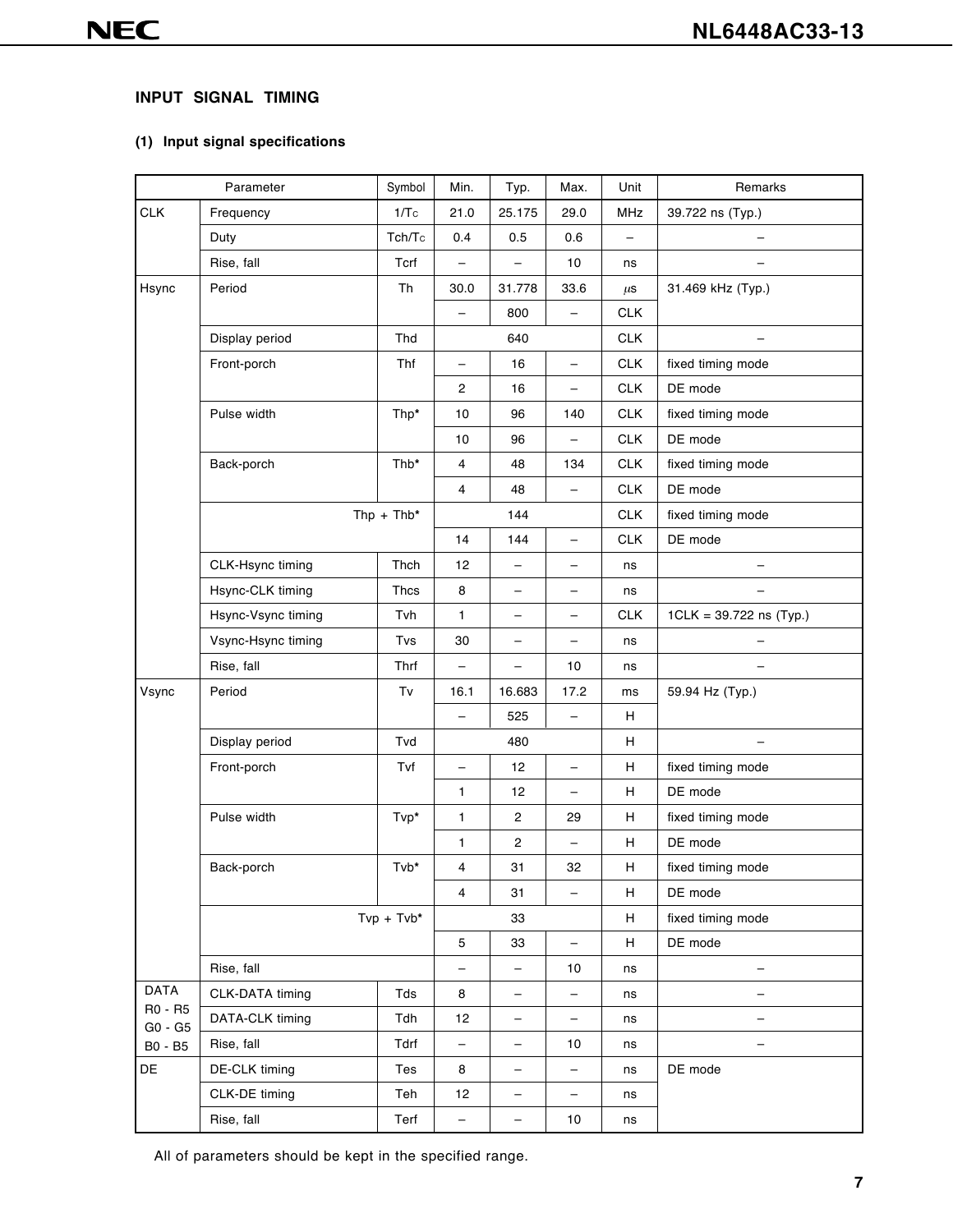## INPUT SIGNAL TIMING

### (1) Input signal specifications

| Parameter | | Symbol | Min. | Typ. | Max. | Unit | Remarks |
|---|---|---|---|---|---|---|---|
| CLK | Frequency | $1/T_C$ | 21.0 | 25.175 | 29.0 | MHz | 39.722 ns (Typ.) |
| | Duty | $T_{ch}/T_C$ | 0.4 | 0.5 | 0.6 | – | – |
| | Rise, fall | Tcrf | – | – | 10 | ns | – |
| Hsync | Period | Th | 30.0 | 31.778 | 33.6 | μs | 31.469 kHz (Typ.) |
| | | | – | 800 | – | CLK | |
| | Display period | Thd | | 640 | | CLK | – |
| | Front-porch | Thf | – | 16 | – | CLK | fixed timing mode |
| | | | 2 | 16 | – | CLK | DE mode |
| | Pulse width | Thp* | 10 | 96 | 140 | CLK | fixed timing mode |
| | | | 10 | 96 | – | CLK | DE mode |
| | Back-porch | Thb* | 4 | 48 | 134 | CLK | fixed timing mode |
| | | | 4 | 48 | – | CLK | DE mode |
| | Thp + Thb* | | | 144 | | CLK | fixed timing mode |
| | | | 14 | 144 | – | CLK | DE mode |
| | CLK-Hsync timing | Thch | 12 | – | – | ns | – |
| | Hsync-CLK timing | Thcs | 8 | – | – | ns | – |
| | Hsync-Vsync timing | Tvh | 1 | – | – | CLK | 1CLK = 39.722 ns (Typ.) |
| | Vsync-Hsync timing | Tvs | 30 | – | – | ns | – |
| | Rise, fall | Thrf | – | – | 10 | ns | – |
| Vsync | Period | Tv | 16.1 | 16.683 | 17.2 | ms | 59.94 Hz (Typ.) |
| | | | – | 525 | – | H | |
| | Display period | Tvd | | 480 | | H | – |
| | Front-porch | Tvf | – | 12 | – | H | fixed timing mode |
| | | | 1 | 12 | – | H | DE mode |
| | Pulse width | Tvp* | 1 | 2 | 29 | H | fixed timing mode |
| | | | 1 | 2 | – | H | DE mode |
| | Back-porch | Tvb* | 4 | 31 | 32 | H | fixed timing mode |
| | | | 4 | 31 | – | H | DE mode |
| | Tvp + Tvb* | | | 33 | | H | fixed timing mode |
| | | | 5 | 33 | – | H | DE mode |
| | Rise, fall | | – | – | 10 | ns | – |
| DATA R0 - R5 G0 - G5 B0 - B5 | CLK-DATA timing | Tds | 8 | – | – | ns | – |
| | DATA-CLK timing | Tdh | 12 | – | – | ns | – |
| | Rise, fall | Tdrf | – | – | 10 | ns | – |
| DE | DE-CLK timing | Tes | 8 | – | – | ns | DE mode |
| | CLK-DE timing | Teh | 12 | – | – | ns | |
| | Rise, fall | Terf | – | – | 10 | ns | |

All of parameters should be kept in the specified range.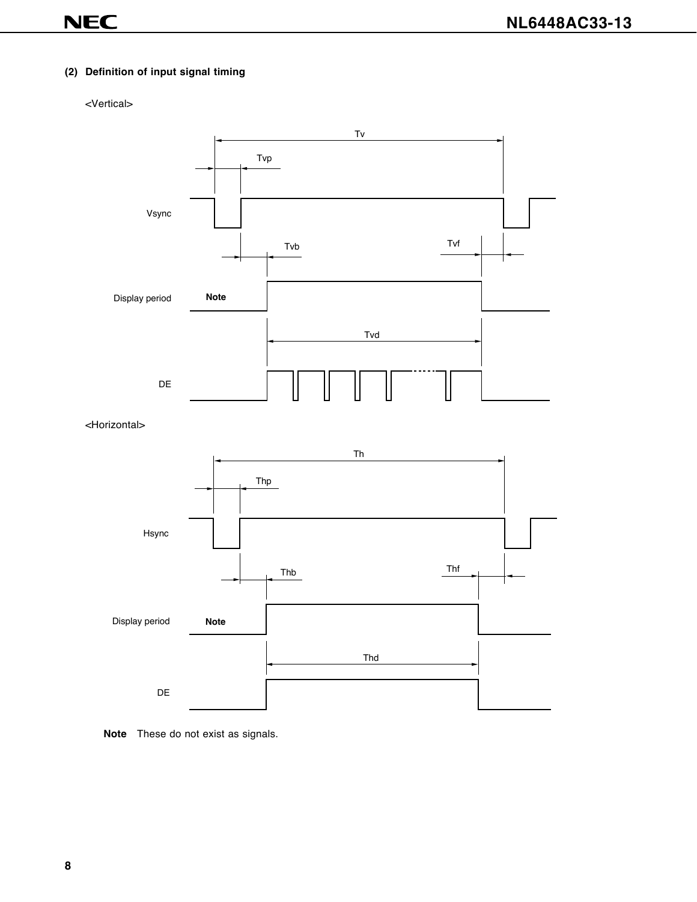**(2) Definition of input signal timing**

<Vertical>

Tv

Tvp

Vsync

Tvb

Tvf

Display period **Note**

Tvd

DE

<Horizontal>

Th

Thp

Hsync

Thb

Thf

Display period **Note**

Thd

DE

**Note** These do not exist as signals.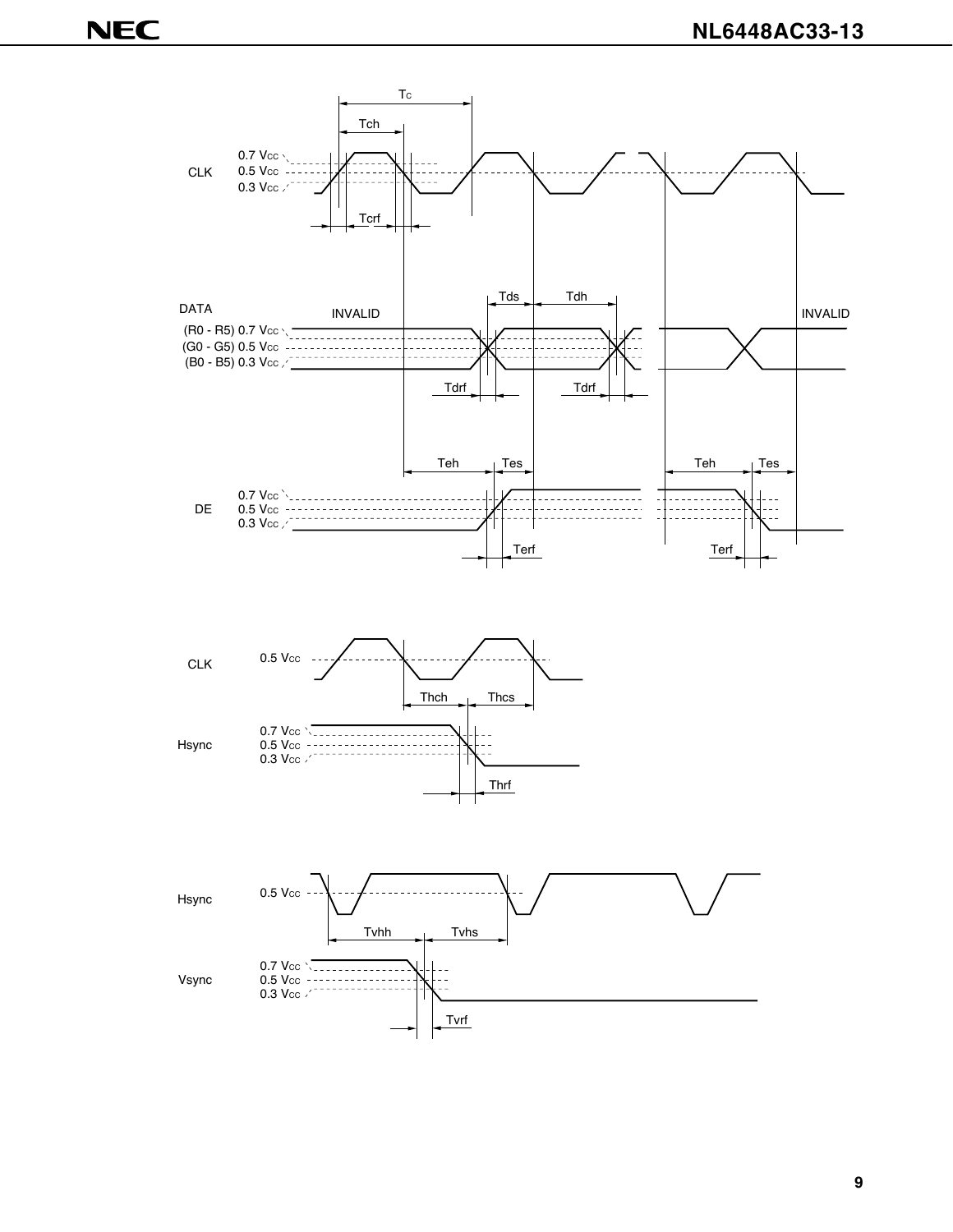CLK 0.7 Vcc 0.5 Vcc 0.3 Vcc

Tc Tch Tcrf

DATA (R0 - R5) 0.7 Vcc (G0 - G5) 0.5 Vcc (B0 - B5) 0.3 Vcc

INVALID Tds Tdh INVALID

Tdrf Tdrf

DE 0.7 Vcc 0.5 Vcc 0.3 Vcc

Teh Tes Teh Tes

Terf Terf

CLK 0.5 Vcc

Thch Thcs

Hsync 0.7 Vcc 0.5 Vcc 0.3 Vcc

Thrf

Hsync 0.5 Vcc

Tvhh Tvhs

Vsync 0.7 Vcc 0.5 Vcc 0.3 Vcc

Tvrf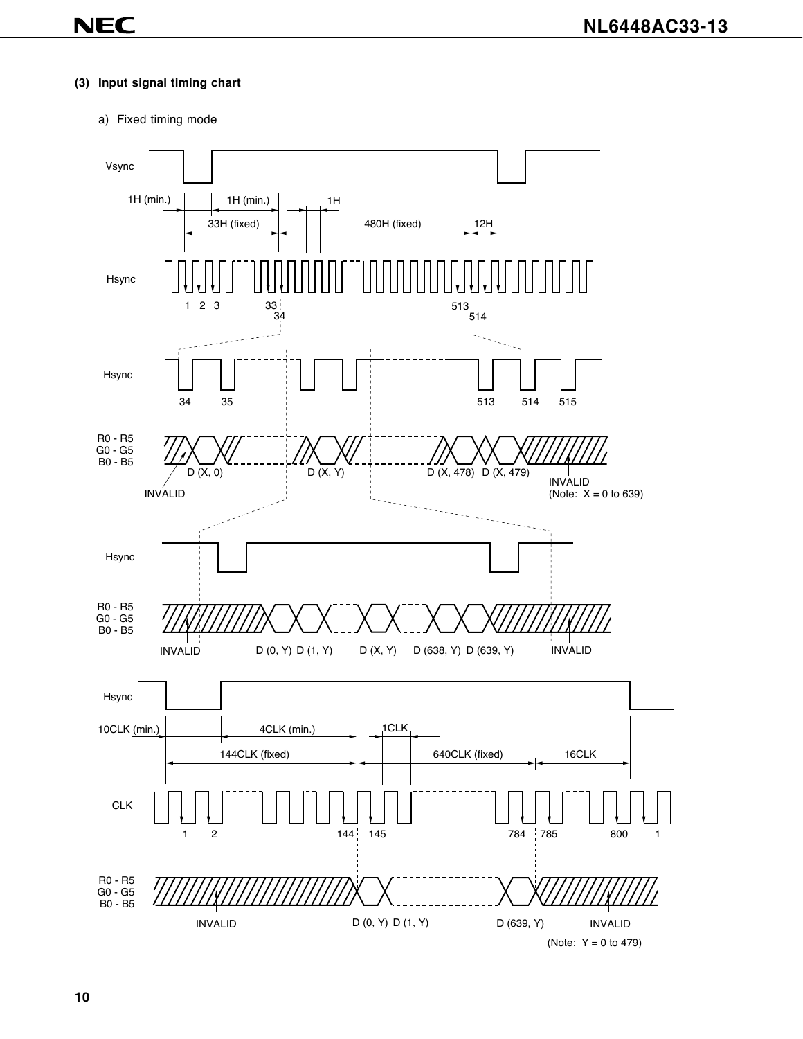### (3) Input signal timing chart

a) Fixed timing mode

Vsync

1H (min.) 1H (min.) 1H

33H (fixed) 480H (fixed) 12H

Hsync

1 2 3 33 34 513 514

Hsync

34 35 513 514 515

R0 - R5
G0 - G5
B0 - B5

INVALID D (X, 0) D (X, Y) D (X, 478) D (X, 479) INVALID (Note: X = 0 to 639)

Hsync

R0 - R5
G0 - G5
B0 - B5

INVALID D (0, Y) D (1, Y) D (X, Y) D (638, Y) D (639, Y) INVALID

Hsync

10CLK (min.) 4CLK (min.) 1CLK

144CLK (fixed) 640CLK (fixed) 16CLK

CLK

1 2 144 145 784 785 800 1

R0 - R5
G0 - G5
B0 - B5

INVALID D (0, Y) D (1, Y) D (639, Y) INVALID

(Note: Y = 0 to 479)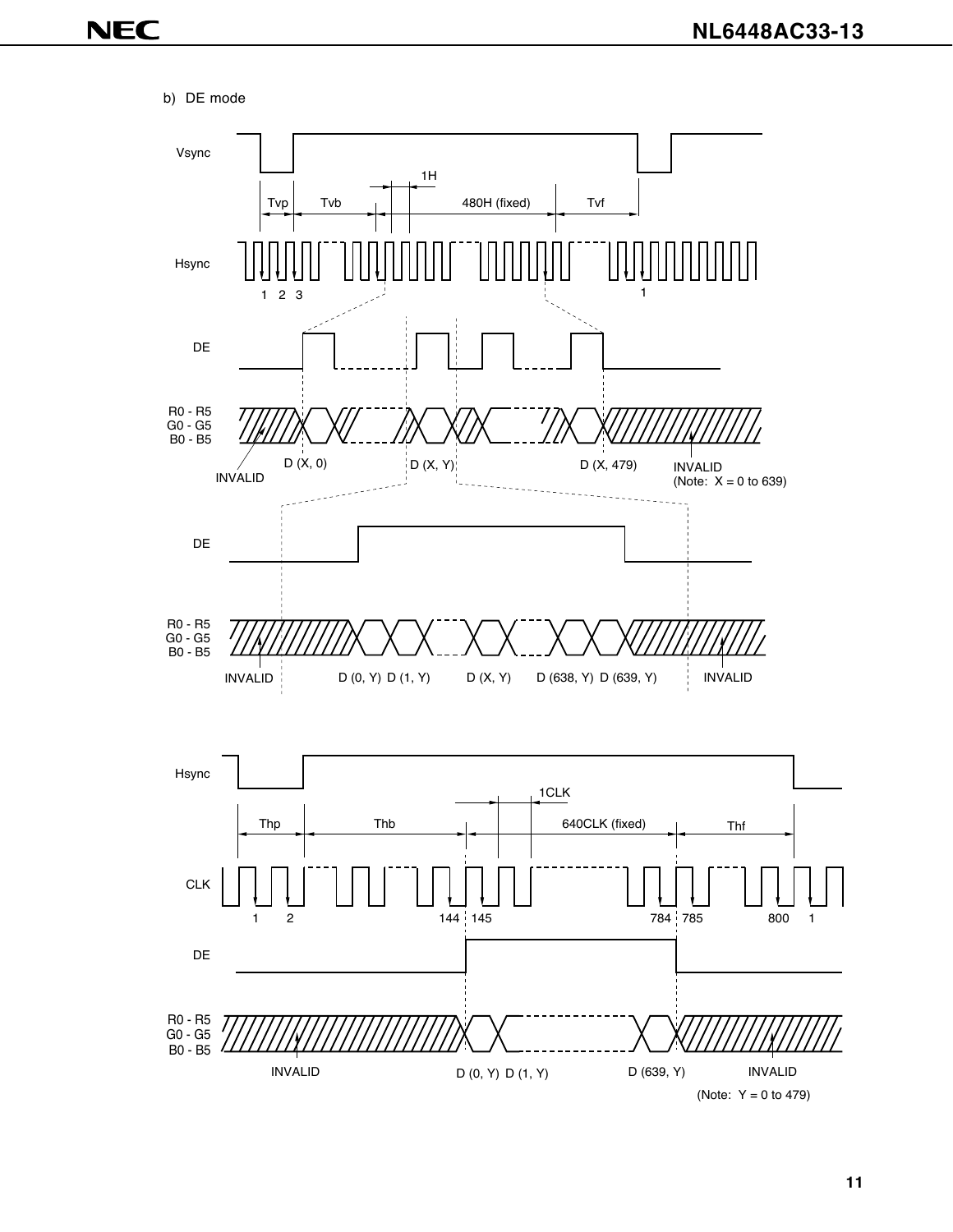b) DE mode

Vsync

Tvp Tvb 1H 480H (fixed) Tvf

Hsync

1 2 3 1

DE

R0 - R5
G0 - G5
B0 - B5

INVALID D (X, 0) D (X, Y) D (X, 479) INVALID
(Note: X = 0 to 639)

DE

R0 - R5
G0 - G5
B0 - B5

INVALID D (0, Y) D (1, Y) D (X, Y) D (638, Y) D (639, Y) INVALID

Hsync

Thp Thb 1CLK 640CLK (fixed) Thf

CLK

1 2 144 145 784 785 800 1

DE

R0 - R5
G0 - G5
B0 - B5

INVALID D (0, Y) D (1, Y) D (639, Y) INVALID

(Note: Y = 0 to 479)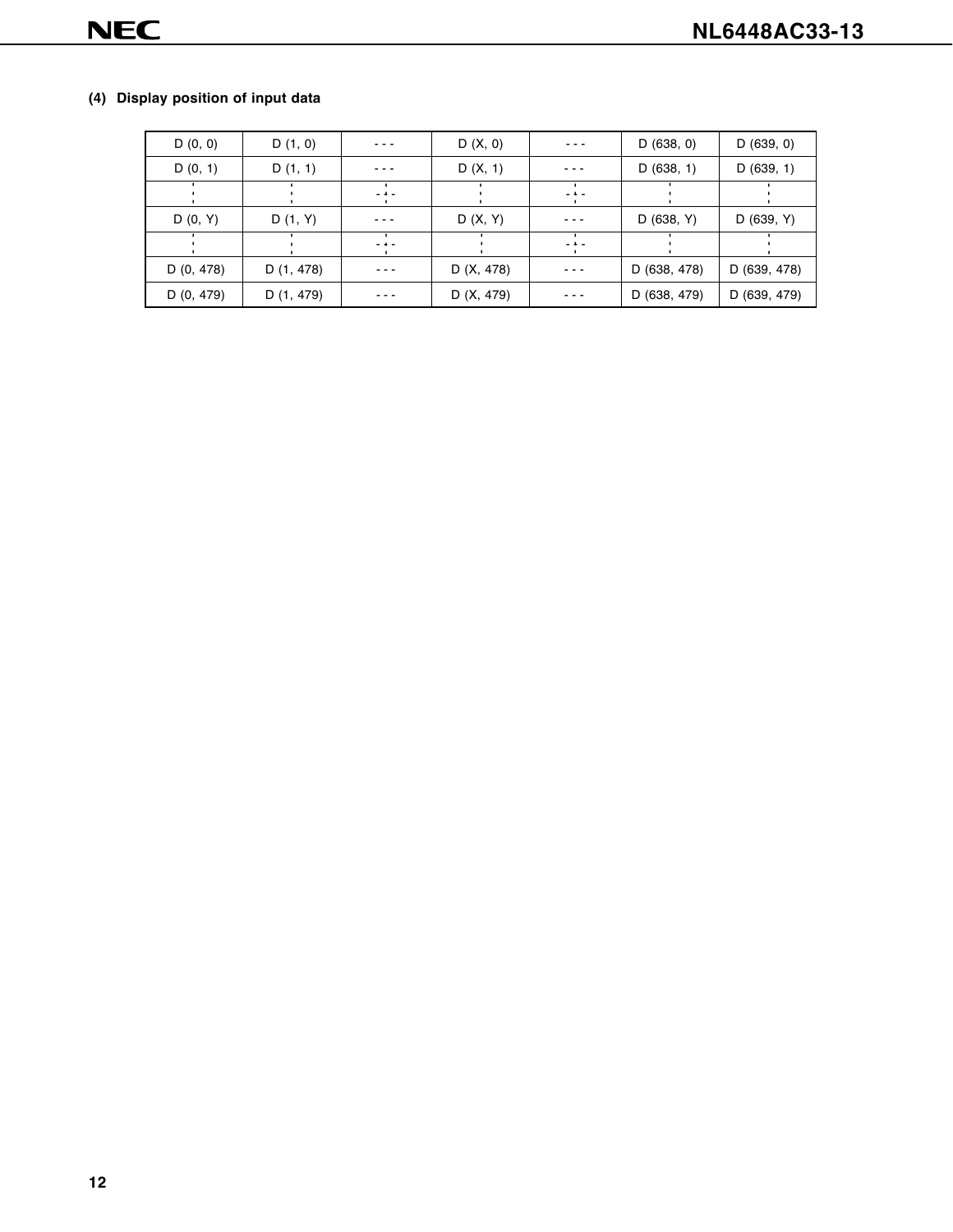### (4) Display position of input data

| D (0, 0) | D (1, 0) | - - - | D (X, 0) | - - - | D (638, 0) | D (639, 0) |
|---|---|---|---|---|---|---|
| D (0, 1) | D (1, 1) | - - - | D (X, 1) | - - - | D (638, 1) | D (639, 1) |
| ⋮ | ⋮ | - ⋮ - | ⋮ | - ⋮ - | ⋮ | ⋮ |
| D (0, Y) | D (1, Y) | - - - | D (X, Y) | - - - | D (638, Y) | D (639, Y) |
| ⋮ | ⋮ | - ⋮ - | ⋮ | - ⋮ - | ⋮ | ⋮ |
| D (0, 478) | D (1, 478) | - - - | D (X, 478) | - - - | D (638, 478) | D (639, 478) |
| D (0, 479) | D (1, 479) | - - - | D (X, 479) | - - - | D (638, 479) | D (639, 479) |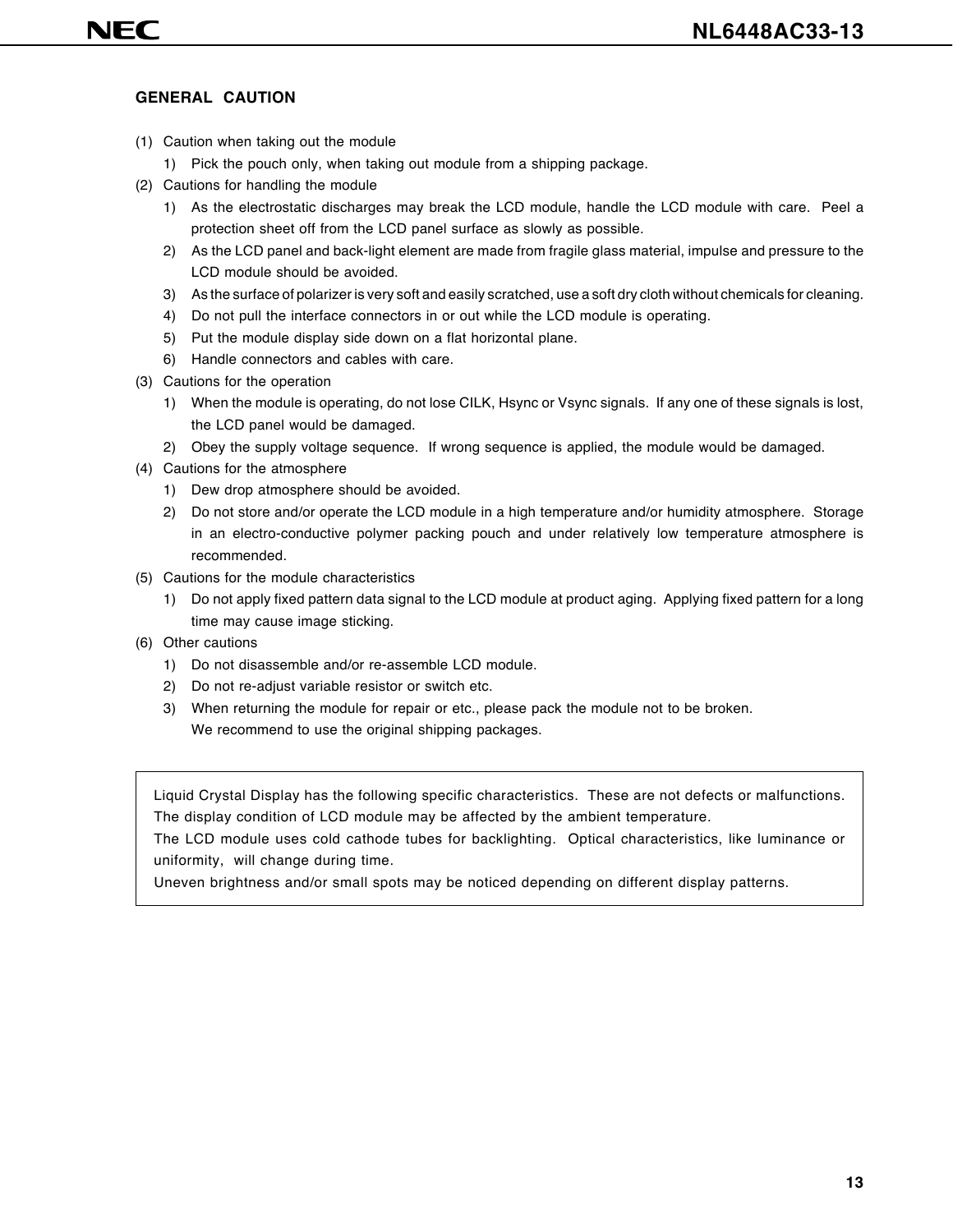## GENERAL CAUTION

(1) Caution when taking out the module
   1) Pick the pouch only, when taking out module from a shipping package.

(2) Cautions for handling the module
   1) As the electrostatic discharges may break the LCD module, handle the LCD module with care. Peel a protection sheet off from the LCD panel surface as slowly as possible.
   2) As the LCD panel and back-light element are made from fragile glass material, impulse and pressure to the LCD module should be avoided.
   3) As the surface of polarizer is very soft and easily scratched, use a soft dry cloth without chemicals for cleaning.
   4) Do not pull the interface connectors in or out while the LCD module is operating.
   5) Put the module display side down on a flat horizontal plane.
   6) Handle connectors and cables with care.

(3) Cautions for the operation
   1) When the module is operating, do not lose CILK, Hsync or Vsync signals. If any one of these signals is lost, the LCD panel would be damaged.
   2) Obey the supply voltage sequence. If wrong sequence is applied, the module would be damaged.

(4) Cautions for the atmosphere
   1) Dew drop atmosphere should be avoided.
   2) Do not store and/or operate the LCD module in a high temperature and/or humidity atmosphere. Storage in an electro-conductive polymer packing pouch and under relatively low temperature atmosphere is recommended.

(5) Cautions for the module characteristics
   1) Do not apply fixed pattern data signal to the LCD module at product aging. Applying fixed pattern for a long time may cause image sticking.

(6) Other cautions
   1) Do not disassemble and/or re-assemble LCD module.
   2) Do not re-adjust variable resistor or switch etc.
   3) When returning the module for repair or etc., please pack the module not to be broken.
      We recommend to use the original shipping packages.

> Liquid Crystal Display has the following specific characteristics. These are not defects or malfunctions.
> The display condition of LCD module may be affected by the ambient temperature.
> The LCD module uses cold cathode tubes for backlighting. Optical characteristics, like luminance or uniformity, will change during time.
> Uneven brightness and/or small spots may be noticed depending on different display patterns.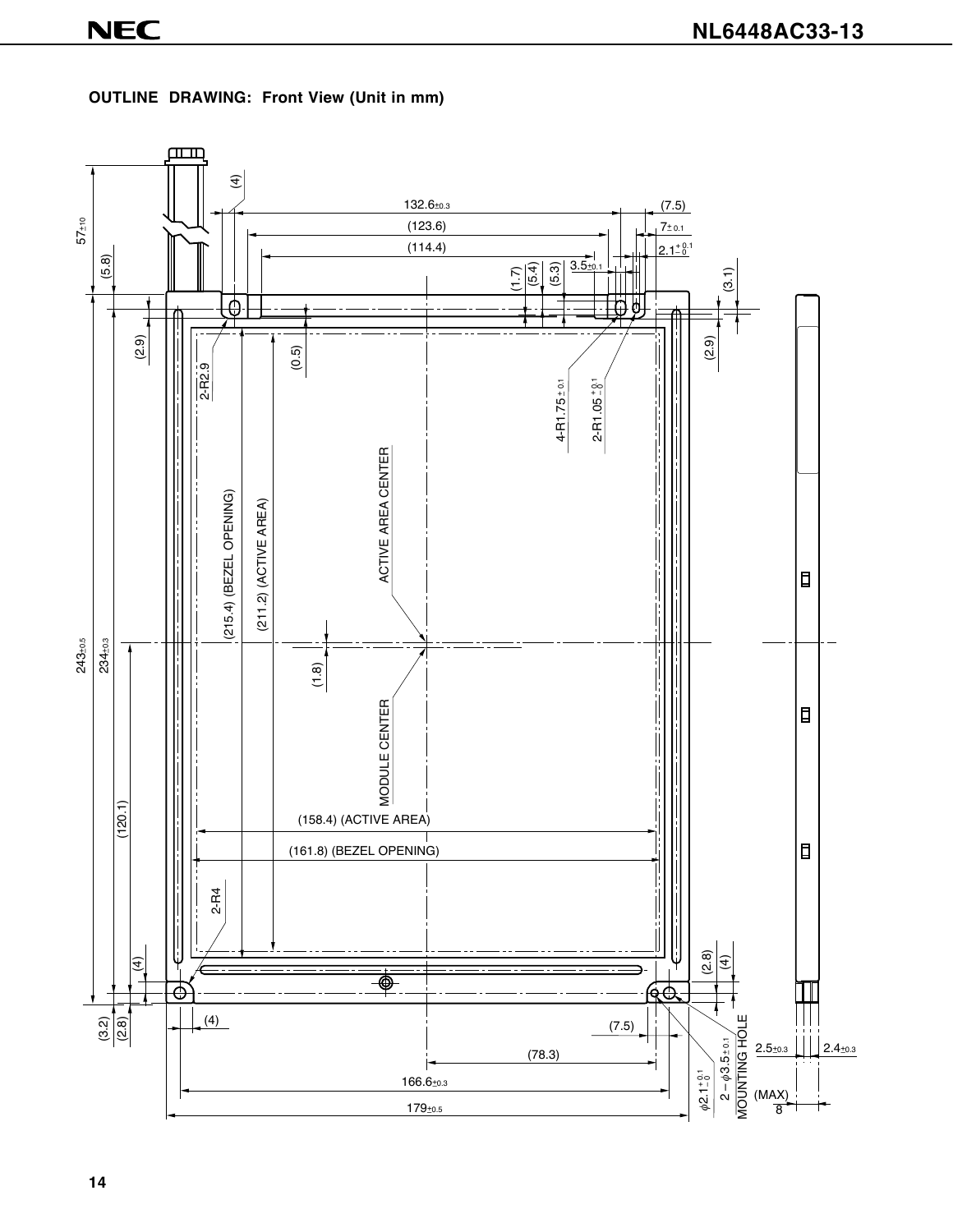**OUTLINE DRAWING: Front View (Unit in mm)**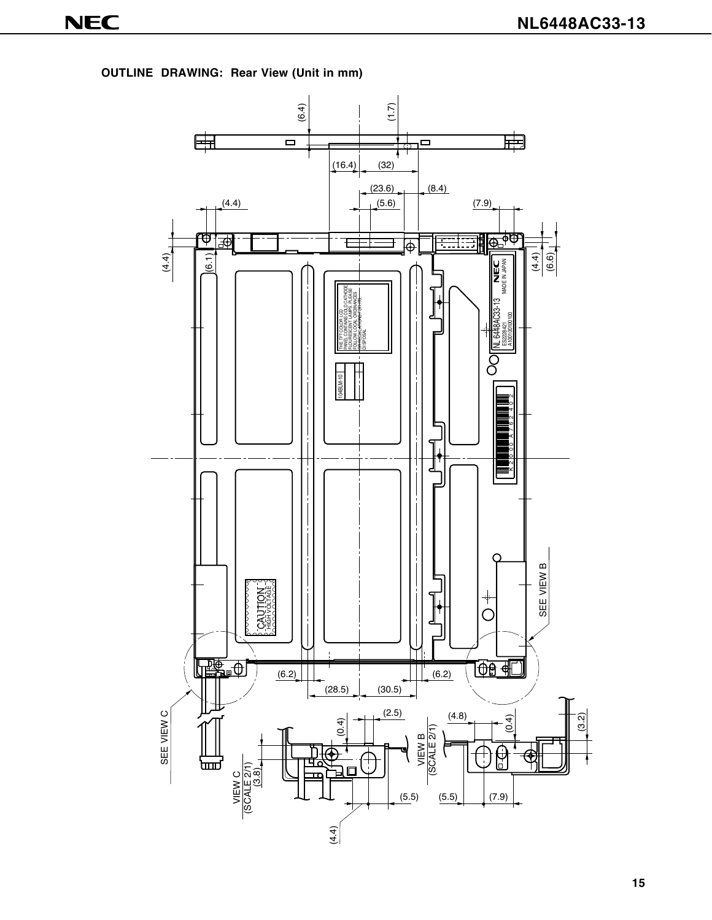**OUTLINE DRAWING: Rear View (Unit in mm)**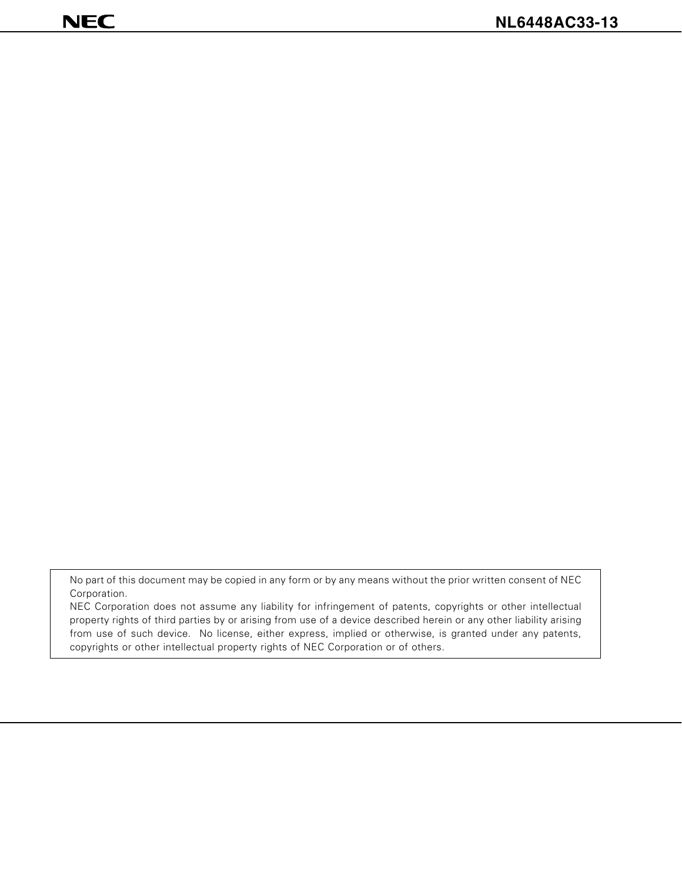No part of this document may be copied in any form or by any means without the prior written consent of NEC Corporation.
NEC Corporation does not assume any liability for infringement of patents, copyrights or other intellectual property rights of third parties by or arising from use of a device described herein or any other liability arising from use of such device. No license, either express, implied or otherwise, is granted under any patents, copyrights or other intellectual property rights of NEC Corporation or of others.